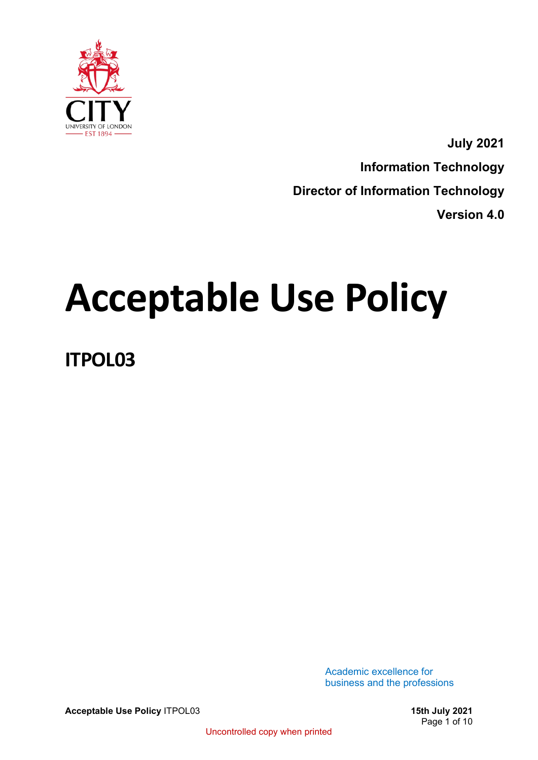July 2021

Information Technology

Director of Information Technology

Version 4.0

# Acceptable Use Policy

## ITPOL03

Academic excellence for business and the professions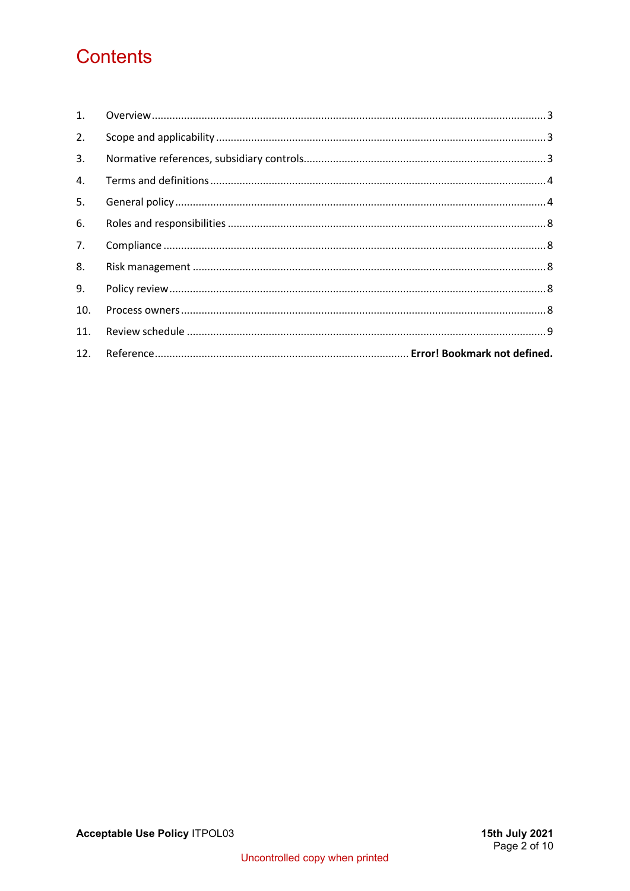# Contents

| | | |
|---|---|---|
| 1. | Overview | 3 |
| 2. | Scope and applicability | 3 |
| 3. | Normative references, subsidiary controls | 3 |
| 4. | Terms and definitions | 4 |
| 5. | General policy | 4 |
| 6. | Roles and responsibilities | 8 |
| 7. | Compliance | 8 |
| 8. | Risk management | 8 |
| 9. | Policy review | 8 |
| 10. | Process owners | 8 |
| 11. | Review schedule | 9 |
| 12. | Reference | **Error! Bookmark not defined.** |

Uncontrolled copy when printed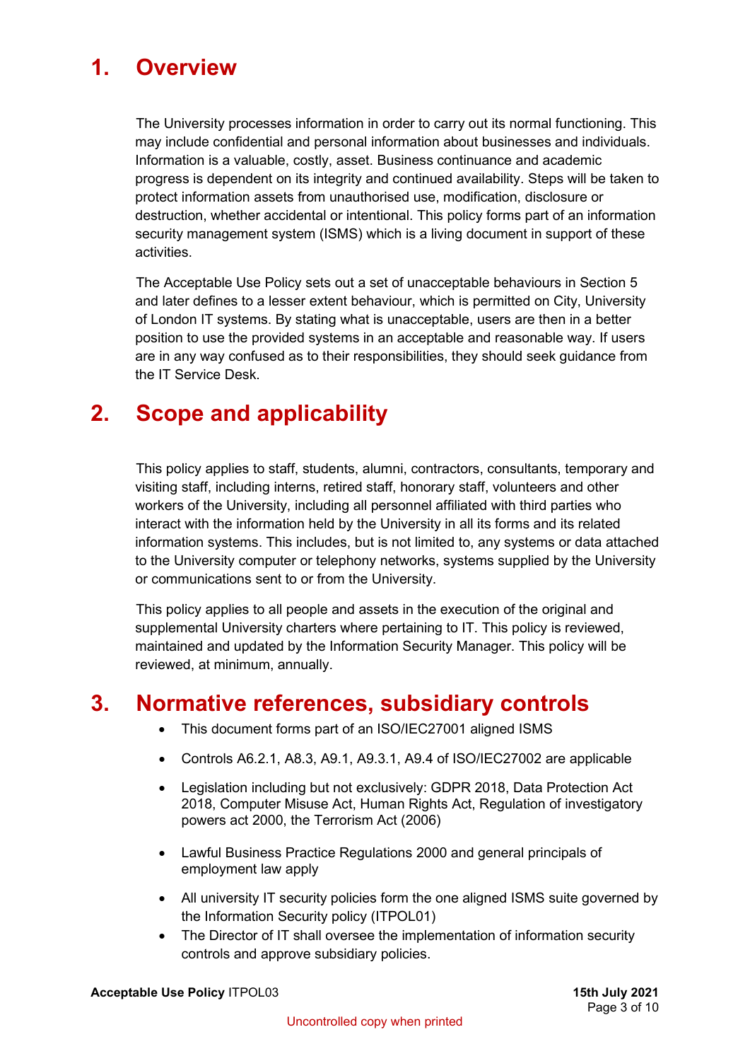# 1. Overview

The University processes information in order to carry out its normal functioning. This may include confidential and personal information about businesses and individuals. Information is a valuable, costly, asset. Business continuance and academic progress is dependent on its integrity and continued availability. Steps will be taken to protect information assets from unauthorised use, modification, disclosure or destruction, whether accidental or intentional. This policy forms part of an information security management system (ISMS) which is a living document in support of these activities.

The Acceptable Use Policy sets out a set of unacceptable behaviours in Section 5 and later defines to a lesser extent behaviour, which is permitted on City, University of London IT systems. By stating what is unacceptable, users are then in a better position to use the provided systems in an acceptable and reasonable way. If users are in any way confused as to their responsibilities, they should seek guidance from the IT Service Desk.

# 2. Scope and applicability

This policy applies to staff, students, alumni, contractors, consultants, temporary and visiting staff, including interns, retired staff, honorary staff, volunteers and other workers of the University, including all personnel affiliated with third parties who interact with the information held by the University in all its forms and its related information systems. This includes, but is not limited to, any systems or data attached to the University computer or telephony networks, systems supplied by the University or communications sent to or from the University.

This policy applies to all people and assets in the execution of the original and supplemental University charters where pertaining to IT. This policy is reviewed, maintained and updated by the Information Security Manager. This policy will be reviewed, at minimum, annually.

# 3. Normative references, subsidiary controls

- This document forms part of an ISO/IEC27001 aligned ISMS
- Controls A6.2.1, A8.3, A9.1, A9.3.1, A9.4 of ISO/IEC27002 are applicable
- Legislation including but not exclusively: GDPR 2018, Data Protection Act 2018, Computer Misuse Act, Human Rights Act, Regulation of investigatory powers act 2000, the Terrorism Act (2006)
- Lawful Business Practice Regulations 2000 and general principals of employment law apply
- All university IT security policies form the one aligned ISMS suite governed by the Information Security policy (ITPOL01)
- The Director of IT shall oversee the implementation of information security controls and approve subsidiary policies.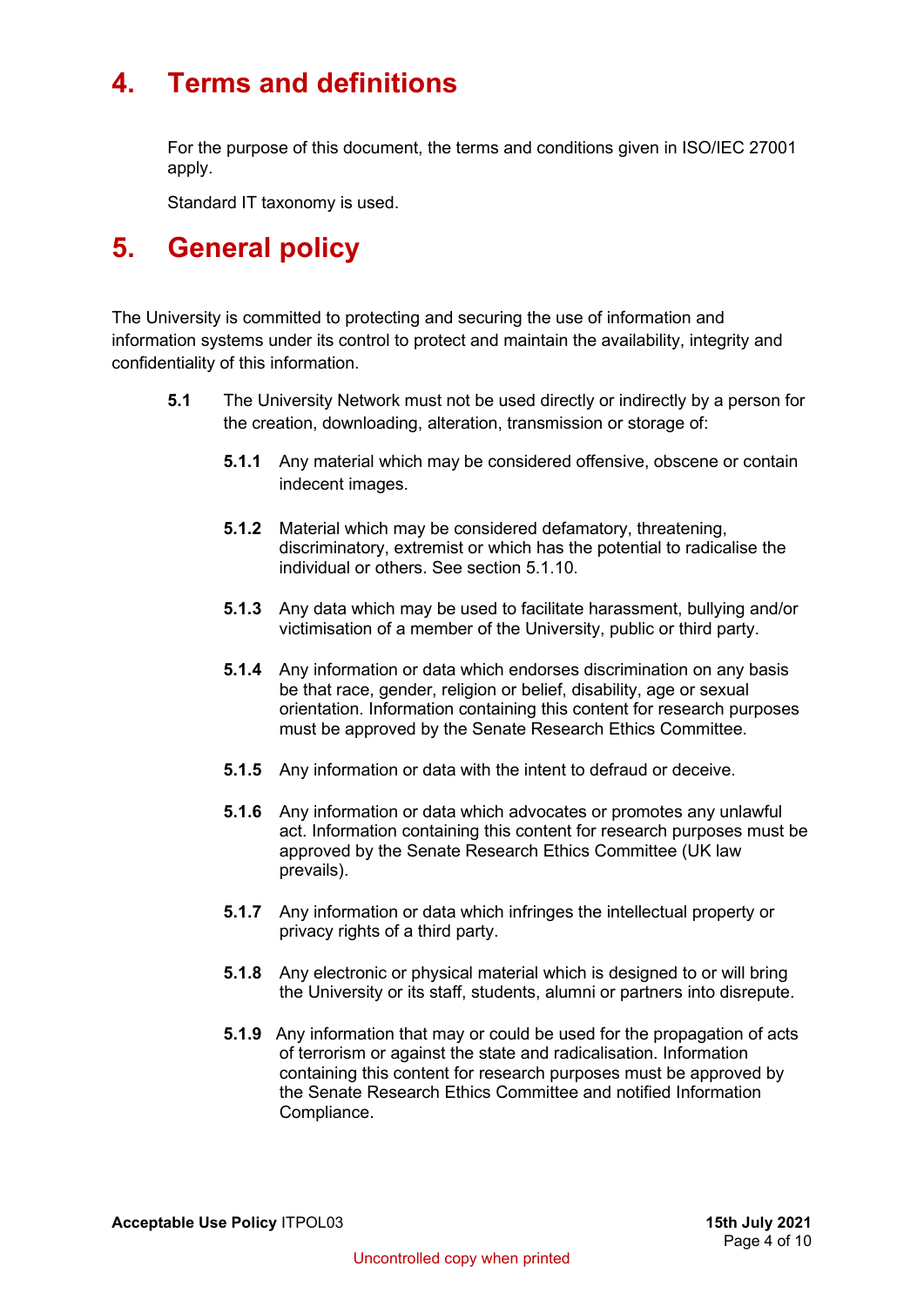# 4. Terms and definitions

For the purpose of this document, the terms and conditions given in ISO/IEC 27001 apply.

Standard IT taxonomy is used.

# 5. General policy

The University is committed to protecting and securing the use of information and information systems under its control to protect and maintain the availability, integrity and confidentiality of this information.

**5.1** The University Network must not be used directly or indirectly by a person for the creation, downloading, alteration, transmission or storage of:

**5.1.1** Any material which may be considered offensive, obscene or contain indecent images.

**5.1.2** Material which may be considered defamatory, threatening, discriminatory, extremist or which has the potential to radicalise the individual or others. See section 5.1.10.

**5.1.3** Any data which may be used to facilitate harassment, bullying and/or victimisation of a member of the University, public or third party.

**5.1.4** Any information or data which endorses discrimination on any basis be that race, gender, religion or belief, disability, age or sexual orientation. Information containing this content for research purposes must be approved by the Senate Research Ethics Committee.

**5.1.5** Any information or data with the intent to defraud or deceive.

**5.1.6** Any information or data which advocates or promotes any unlawful act. Information containing this content for research purposes must be approved by the Senate Research Ethics Committee (UK law prevails).

**5.1.7** Any information or data which infringes the intellectual property or privacy rights of a third party.

**5.1.8** Any electronic or physical material which is designed to or will bring the University or its staff, students, alumni or partners into disrepute.

**5.1.9** Any information that may or could be used for the propagation of acts of terrorism or against the state and radicalisation. Information containing this content for research purposes must be approved by the Senate Research Ethics Committee and notified Information Compliance.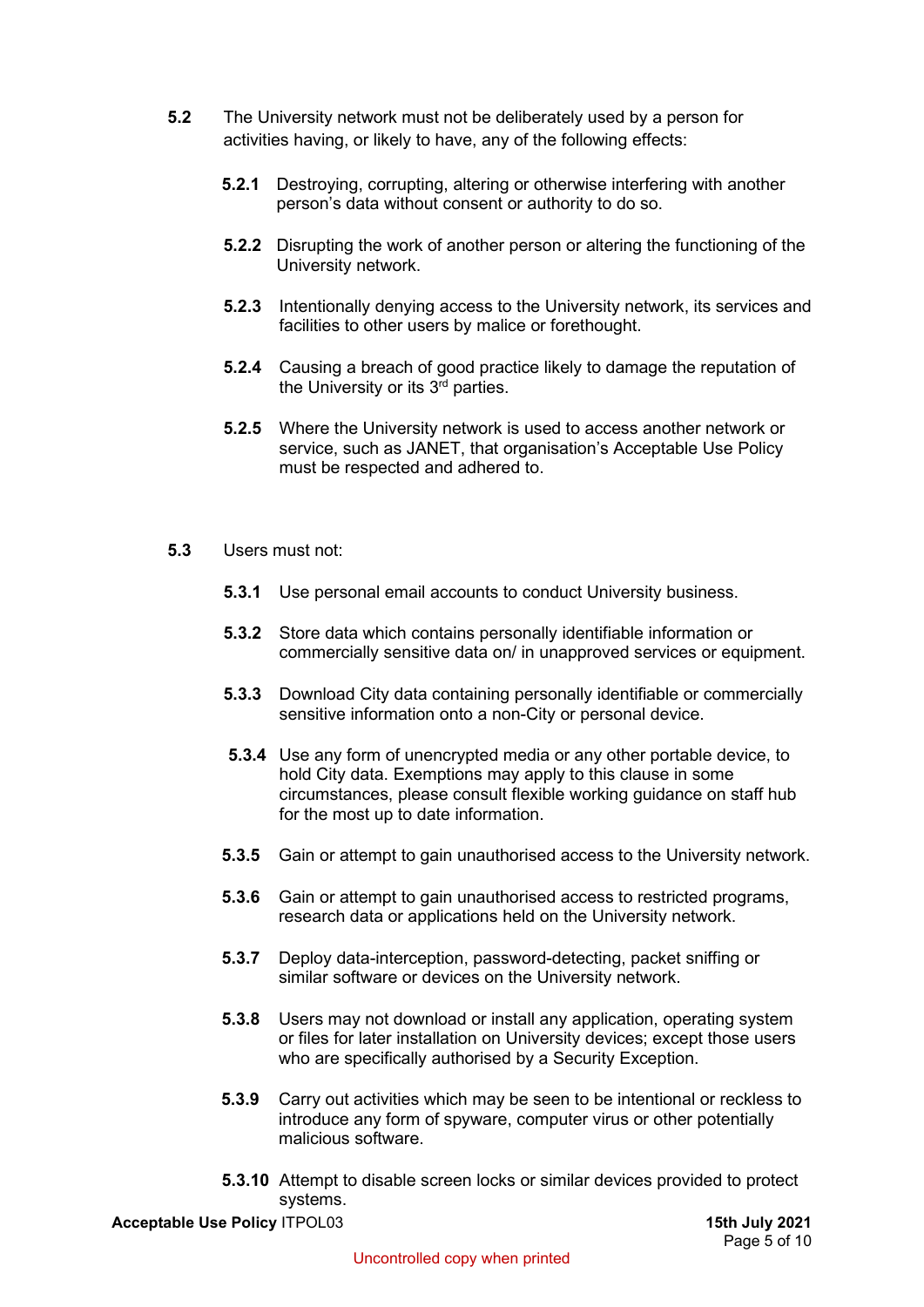**5.2** The University network must not be deliberately used by a person for activities having, or likely to have, any of the following effects:

- **5.2.1** Destroying, corrupting, altering or otherwise interfering with another person's data without consent or authority to do so.
- **5.2.2** Disrupting the work of another person or altering the functioning of the University network.
- **5.2.3** Intentionally denying access to the University network, its services and facilities to other users by malice or forethought.
- **5.2.4** Causing a breach of good practice likely to damage the reputation of the University or its 3rd parties.
- **5.2.5** Where the University network is used to access another network or service, such as JANET, that organisation's Acceptable Use Policy must be respected and adhered to.

**5.3** Users must not:

- **5.3.1** Use personal email accounts to conduct University business.
- **5.3.2** Store data which contains personally identifiable information or commercially sensitive data on/ in unapproved services or equipment.
- **5.3.3** Download City data containing personally identifiable or commercially sensitive information onto a non-City or personal device.
- **5.3.4** Use any form of unencrypted media or any other portable device, to hold City data. Exemptions may apply to this clause in some circumstances, please consult flexible working guidance on staff hub for the most up to date information.
- **5.3.5** Gain or attempt to gain unauthorised access to the University network.
- **5.3.6** Gain or attempt to gain unauthorised access to restricted programs, research data or applications held on the University network.
- **5.3.7** Deploy data-interception, password-detecting, packet sniffing or similar software or devices on the University network.
- **5.3.8** Users may not download or install any application, operating system or files for later installation on University devices; except those users who are specifically authorised by a Security Exception.
- **5.3.9** Carry out activities which may be seen to be intentional or reckless to introduce any form of spyware, computer virus or other potentially malicious software.
- **5.3.10** Attempt to disable screen locks or similar devices provided to protect systems.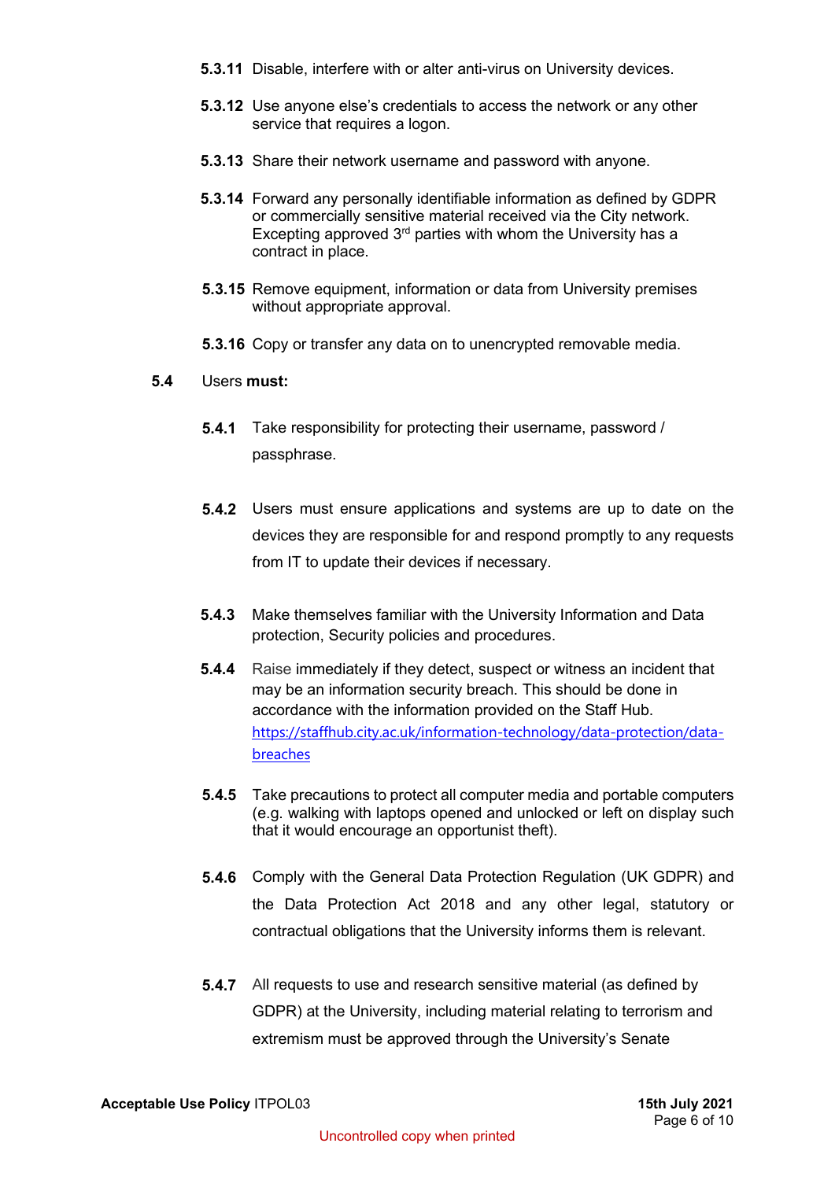**5.3.11** Disable, interfere with or alter anti-virus on University devices.

**5.3.12** Use anyone else's credentials to access the network or any other service that requires a logon.

**5.3.13** Share their network username and password with anyone.

**5.3.14** Forward any personally identifiable information as defined by GDPR or commercially sensitive material received via the City network. Excepting approved 3rd parties with whom the University has a contract in place.

**5.3.15** Remove equipment, information or data from University premises without appropriate approval.

**5.3.16** Copy or transfer any data on to unencrypted removable media.

**5.4** Users **must:**

**5.4.1** Take responsibility for protecting their username, password / passphrase.

**5.4.2** Users must ensure applications and systems are up to date on the devices they are responsible for and respond promptly to any requests from IT to update their devices if necessary.

**5.4.3** Make themselves familiar with the University Information and Data protection, Security policies and procedures.

**5.4.4** Raise immediately if they detect, suspect or witness an incident that may be an information security breach. This should be done in accordance with the information provided on the Staff Hub. https://staffhub.city.ac.uk/information-technology/data-protection/data-breaches

**5.4.5** Take precautions to protect all computer media and portable computers (e.g. walking with laptops opened and unlocked or left on display such that it would encourage an opportunist theft).

**5.4.6** Comply with the General Data Protection Regulation (UK GDPR) and the Data Protection Act 2018 and any other legal, statutory or contractual obligations that the University informs them is relevant.

**5.4.7** All requests to use and research sensitive material (as defined by GDPR) at the University, including material relating to terrorism and extremism must be approved through the University's Senate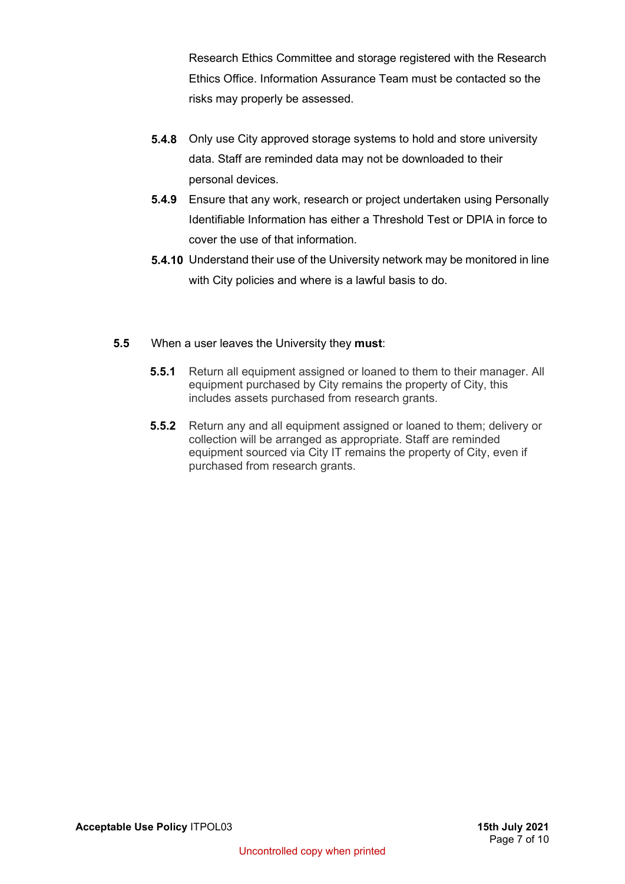Research Ethics Committee and storage registered with the Research Ethics Office. Information Assurance Team must be contacted so the risks may properly be assessed.

**5.4.8** Only use City approved storage systems to hold and store university data. Staff are reminded data may not be downloaded to their personal devices.

**5.4.9** Ensure that any work, research or project undertaken using Personally Identifiable Information has either a Threshold Test or DPIA in force to cover the use of that information.

**5.4.10** Understand their use of the University network may be monitored in line with City policies and where is a lawful basis to do.

**5.5** When a user leaves the University they **must**:

**5.5.1** Return all equipment assigned or loaned to them to their manager. All equipment purchased by City remains the property of City, this includes assets purchased from research grants.

**5.5.2** Return any and all equipment assigned or loaned to them; delivery or collection will be arranged as appropriate. Staff are reminded equipment sourced via City IT remains the property of City, even if purchased from research grants.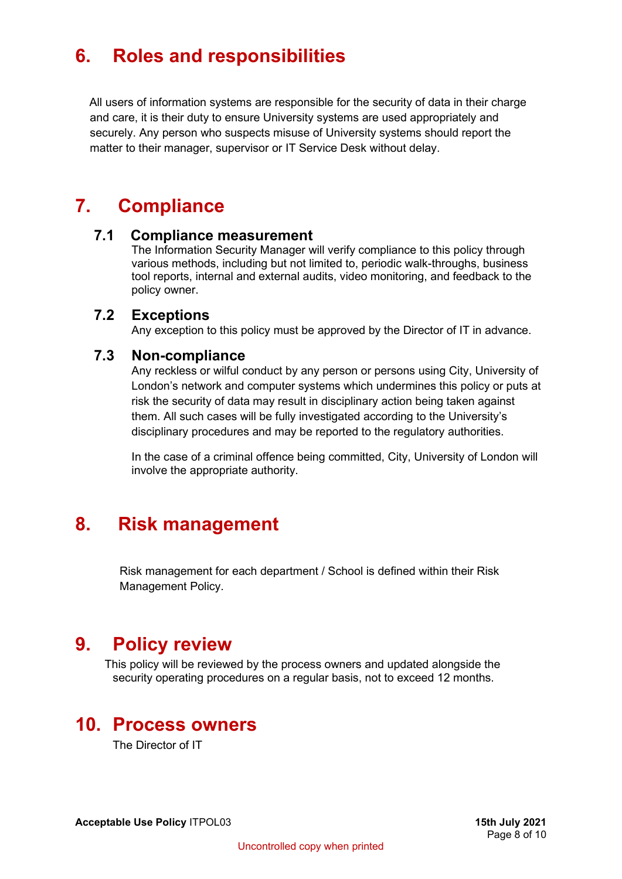# 6. Roles and responsibilities

All users of information systems are responsible for the security of data in their charge and care, it is their duty to ensure University systems are used appropriately and securely. Any person who suspects misuse of University systems should report the matter to their manager, supervisor or IT Service Desk without delay.

# 7. Compliance

## 7.1 Compliance measurement

The Information Security Manager will verify compliance to this policy through various methods, including but not limited to, periodic walk-throughs, business tool reports, internal and external audits, video monitoring, and feedback to the policy owner.

## 7.2 Exceptions

Any exception to this policy must be approved by the Director of IT in advance.

## 7.3 Non-compliance

Any reckless or wilful conduct by any person or persons using City, University of London's network and computer systems which undermines this policy or puts at risk the security of data may result in disciplinary action being taken against them. All such cases will be fully investigated according to the University's disciplinary procedures and may be reported to the regulatory authorities.

In the case of a criminal offence being committed, City, University of London will involve the appropriate authority.

# 8. Risk management

Risk management for each department / School is defined within their Risk Management Policy.

# 9. Policy review

This policy will be reviewed by the process owners and updated alongside the security operating procedures on a regular basis, not to exceed 12 months.

# 10. Process owners

The Director of IT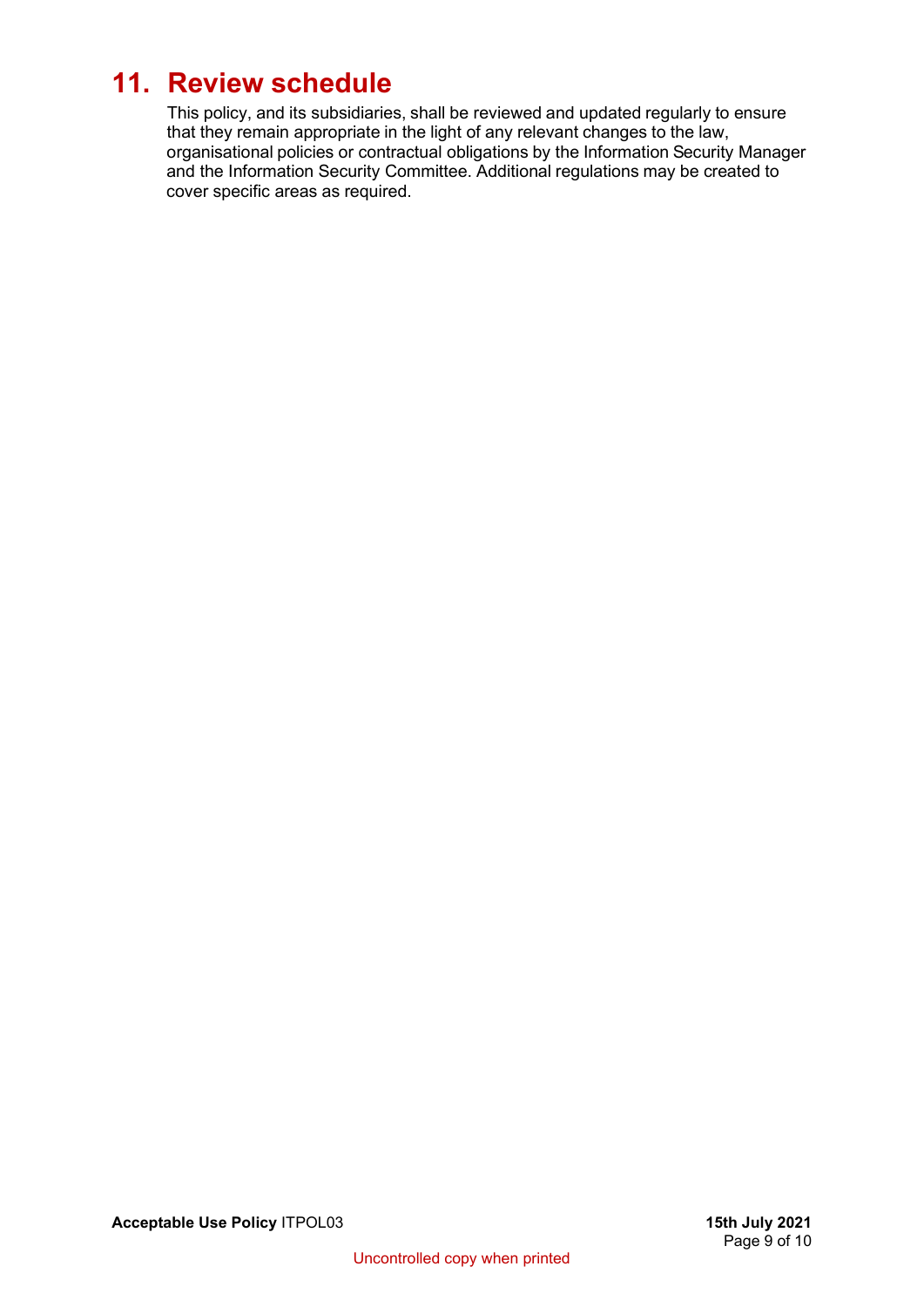## 11. Review schedule

This policy, and its subsidiaries, shall be reviewed and updated regularly to ensure that they remain appropriate in the light of any relevant changes to the law, organisational policies or contractual obligations by the Information Security Manager and the Information Security Committee. Additional regulations may be created to cover specific areas as required.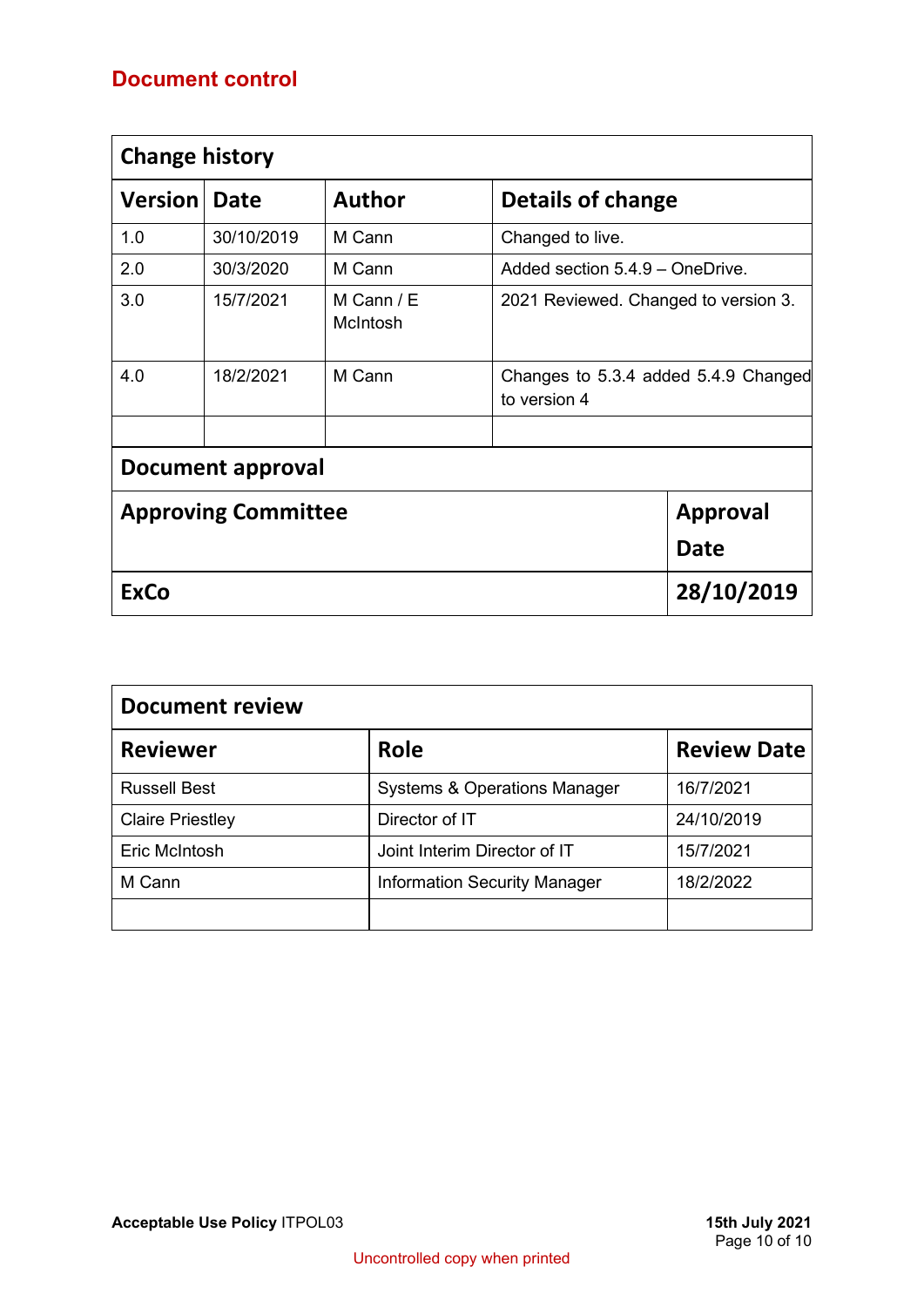## Document control

| Change history | | | |
|---|---|---|---|
| **Version** | **Date** | **Author** | **Details of change** |
| 1.0 | 30/10/2019 | M Cann | Changed to live. |
| 2.0 | 30/3/2020 | M Cann | Added section 5.4.9 – OneDrive. |
| 3.0 | 15/7/2021 | M Cann / E McIntosh | 2021 Reviewed. Changed to version 3. |
| 4.0 | 18/2/2021 | M Cann | Changes to 5.3.4 added 5.4.9 Changed to version 4 |
| | | | |

| Document approval | |
|---|---|
| **Approving Committee** | **Approval Date** |
| **ExCo** | **28/10/2019** |

| Document review | | |
|---|---|---|
| **Reviewer** | **Role** | **Review Date** |
| Russell Best | Systems & Operations Manager | 16/7/2021 |
| Claire Priestley | Director of IT | 24/10/2019 |
| Eric McIntosh | Joint Interim Director of IT | 15/7/2021 |
| M Cann | Information Security Manager | 18/2/2022 |
| | | |